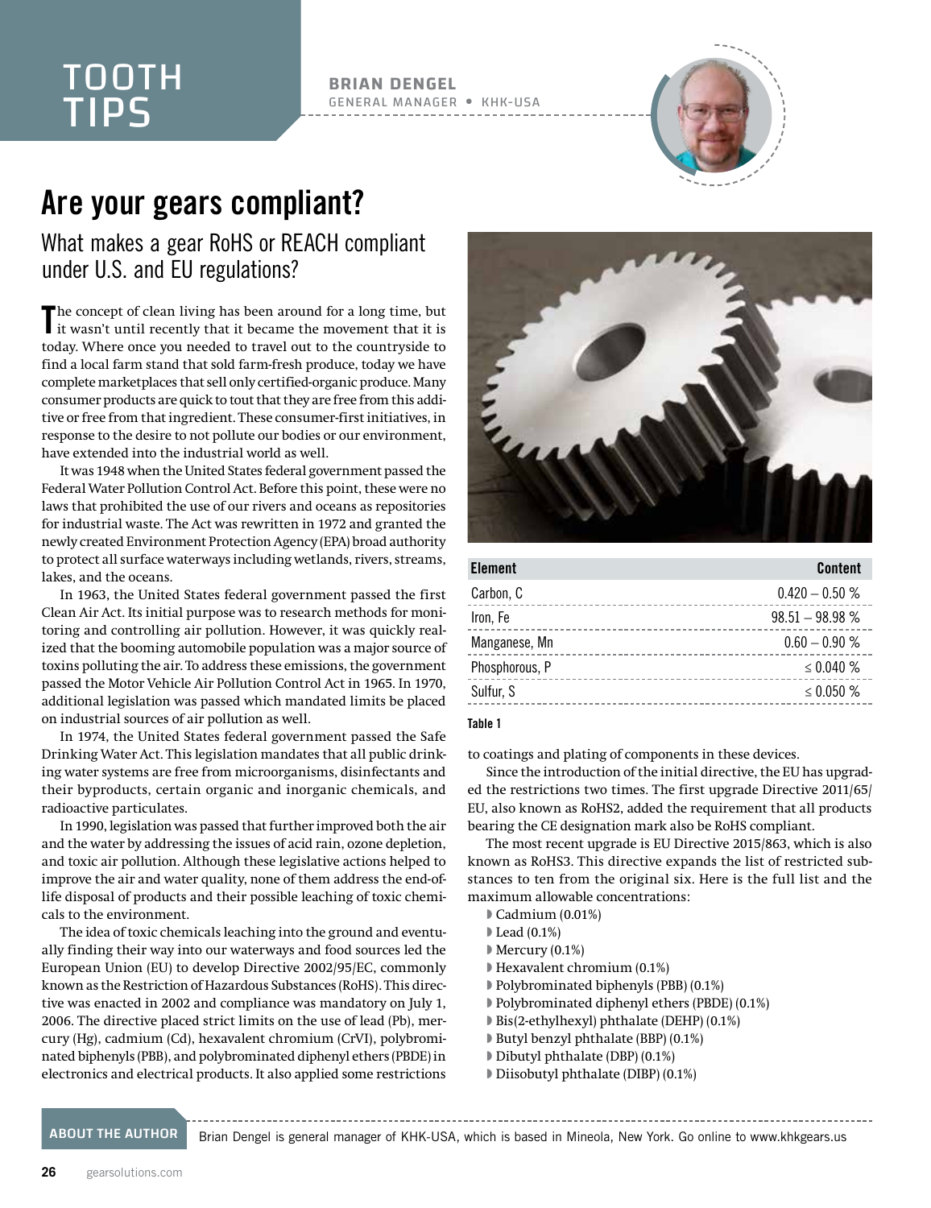TOOTH TIPS

**BRIAN DENGEL**
GENERAL MANAGER • KHK-USA

# Are your gears compliant?

## What makes a gear RoHS or REACH compliant under U.S. and EU regulations?

The concept of clean living has been around for a long time, but it wasn't until recently that it became the movement that it is today. Where once you needed to travel out to the countryside to find a local farm stand that sold farm-fresh produce, today we have complete marketplaces that sell only certified-organic produce. Many consumer products are quick to tout that they are free from this additive or free from that ingredient. These consumer-first initiatives, in response to the desire to not pollute our bodies or our environment, have extended into the industrial world as well.

It was 1948 when the United States federal government passed the Federal Water Pollution Control Act. Before this point, these were no laws that prohibited the use of our rivers and oceans as repositories for industrial waste. The Act was rewritten in 1972 and granted the newly created Environment Protection Agency (EPA) broad authority to protect all surface waterways including wetlands, rivers, streams, lakes, and the oceans.

In 1963, the United States federal government passed the first Clean Air Act. Its initial purpose was to research methods for monitoring and controlling air pollution. However, it was quickly realized that the booming automobile population was a major source of toxins polluting the air. To address these emissions, the government passed the Motor Vehicle Air Pollution Control Act in 1965. In 1970, additional legislation was passed which mandated limits be placed on industrial sources of air pollution as well.

In 1974, the United States federal government passed the Safe Drinking Water Act. This legislation mandates that all public drinking water systems are free from microorganisms, disinfectants and their byproducts, certain organic and inorganic chemicals, and radioactive particulates.

In 1990, legislation was passed that further improved both the air and the water by addressing the issues of acid rain, ozone depletion, and toxic air pollution. Although these legislative actions helped to improve the air and water quality, none of them address the end-of-life disposal of products and their possible leaching of toxic chemicals to the environment.

The idea of toxic chemicals leaching into the ground and eventually finding their way into our waterways and food sources led the European Union (EU) to develop Directive 2002/95/EC, commonly known as the Restriction of Hazardous Substances (RoHS). This directive was enacted in 2002 and compliance was mandatory on July 1, 2006. The directive placed strict limits on the use of lead (Pb), mercury (Hg), cadmium (Cd), hexavalent chromium (CrVI), polybrominated biphenyls (PBB), and polybrominated diphenyl ethers (PBDE) in electronics and electrical products. It also applied some restrictions to coatings and plating of components in these devices.

| Element | Content |
|---|---|
| Carbon, C | 0.420 – 0.50 % |
| Iron, Fe | 98.51 – 98.98 % |
| Manganese, Mn | 0.60 – 0.90 % |
| Phosphorous, P | ≤ 0.040 % |
| Sulfur, S | ≤ 0.050 % |

**Table 1**

Since the introduction of the initial directive, the EU has upgraded the restrictions two times. The first upgrade Directive 2011/65/EU, also known as RoHS2, added the requirement that all products bearing the CE designation mark also be RoHS compliant.

The most recent upgrade is EU Directive 2015/863, which is also known as RoHS3. This directive expands the list of restricted substances to ten from the original six. Here is the full list and the maximum allowable concentrations:

- Cadmium (0.01%)
- Lead (0.1%)
- Mercury (0.1%)
- Hexavalent chromium (0.1%)
- Polybrominated biphenyls (PBB) (0.1%)
- Polybrominated diphenyl ethers (PBDE) (0.1%)
- Bis(2-ethylhexyl) phthalate (DEHP) (0.1%)
- Butyl benzyl phthalate (BBP) (0.1%)
- Dibutyl phthalate (DBP) (0.1%)
- Diisobutyl phthalate (DIBP) (0.1%)

**ABOUT THE AUTHOR** Brian Dengel is general manager of KHK-USA, which is based in Mineola, New York. Go online to www.khkgears.us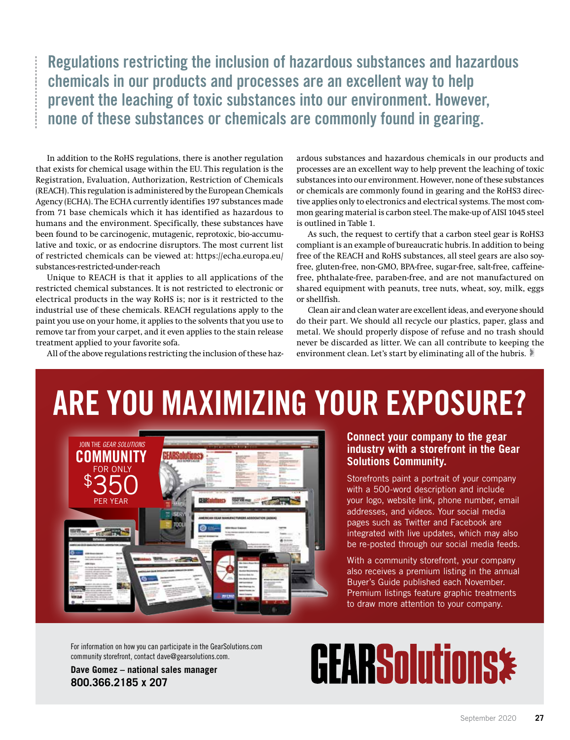> Regulations restricting the inclusion of hazardous substances and hazardous chemicals in our products and processes are an excellent way to help prevent the leaching of toxic substances into our environment. However, none of these substances or chemicals are commonly found in gearing.

In addition to the RoHS regulations, there is another regulation that exists for chemical usage within the EU. This regulation is the Registration, Evaluation, Authorization, Restriction of Chemicals (REACH). This regulation is administered by the European Chemicals Agency (ECHA). The ECHA currently identifies 197 substances made from 71 base chemicals which it has identified as hazardous to humans and the environment. Specifically, these substances have been found to be carcinogenic, mutagenic, reprotoxic, bio-accumulative and toxic, or as endocrine disruptors. The most current list of restricted chemicals can be viewed at: https://echa.europa.eu/substances-restricted-under-reach

Unique to REACH is that it applies to all applications of the restricted chemical substances. It is not restricted to electronic or electrical products in the way RoHS is; nor is it restricted to the industrial use of these chemicals. REACH regulations apply to the paint you use on your home, it applies to the solvents that you use to remove tar from your carpet, and it even applies to the stain release treatment applied to your favorite sofa.

All of the above regulations restricting the inclusion of these hazardous substances and hazardous chemicals in our products and processes are an excellent way to help prevent the leaching of toxic substances into our environment. However, none of these substances or chemicals are commonly found in gearing and the RoHS3 directive applies only to electronics and electrical systems. The most common gearing material is carbon steel. The make-up of AISI 1045 steel is outlined in Table 1.

As such, the request to certify that a carbon steel gear is RoHS3 compliant is an example of bureaucratic hubris. In addition to being free of the REACH and RoHS substances, all steel gears are also soy-free, gluten-free, non-GMO, BPA-free, sugar-free, salt-free, caffeine-free, phthalate-free, paraben-free, and are not manufactured on shared equipment with peanuts, tree nuts, wheat, soy, milk, eggs or shellfish.

Clean air and clean water are excellent ideas, and everyone should do their part. We should all recycle our plastics, paper, glass and metal. We should properly dispose of refuse and no trash should never be discarded as litter. We can all contribute to keeping the environment clean. Let's start by eliminating all of the hubris.

# ARE YOU MAXIMIZING YOUR EXPOSURE?

JOIN THE *GEAR SOLUTIONS* **COMMUNITY** FOR ONLY $350 PER YEAR

**Connect your company to the gear industry with a storefront in the Gear Solutions Community.**

Storefronts paint a portrait of your company with a 500-word description and include your logo, website link, phone number, email addresses, and videos. Your social media pages such as Twitter and Facebook are integrated with live updates, which may also be re-posted through our social media feeds.

With a community storefront, your company also receives a premium listing in the annual Buyer's Guide published each November. Premium listings feature graphic treatments to draw more attention to your company.

For information on how you can participate in the GearSolutions.com community storefront, contact dave@gearsolutions.com.

**Dave Gomez – national sales manager**
**800.366.2185 x 207**

**GEARSolutions**